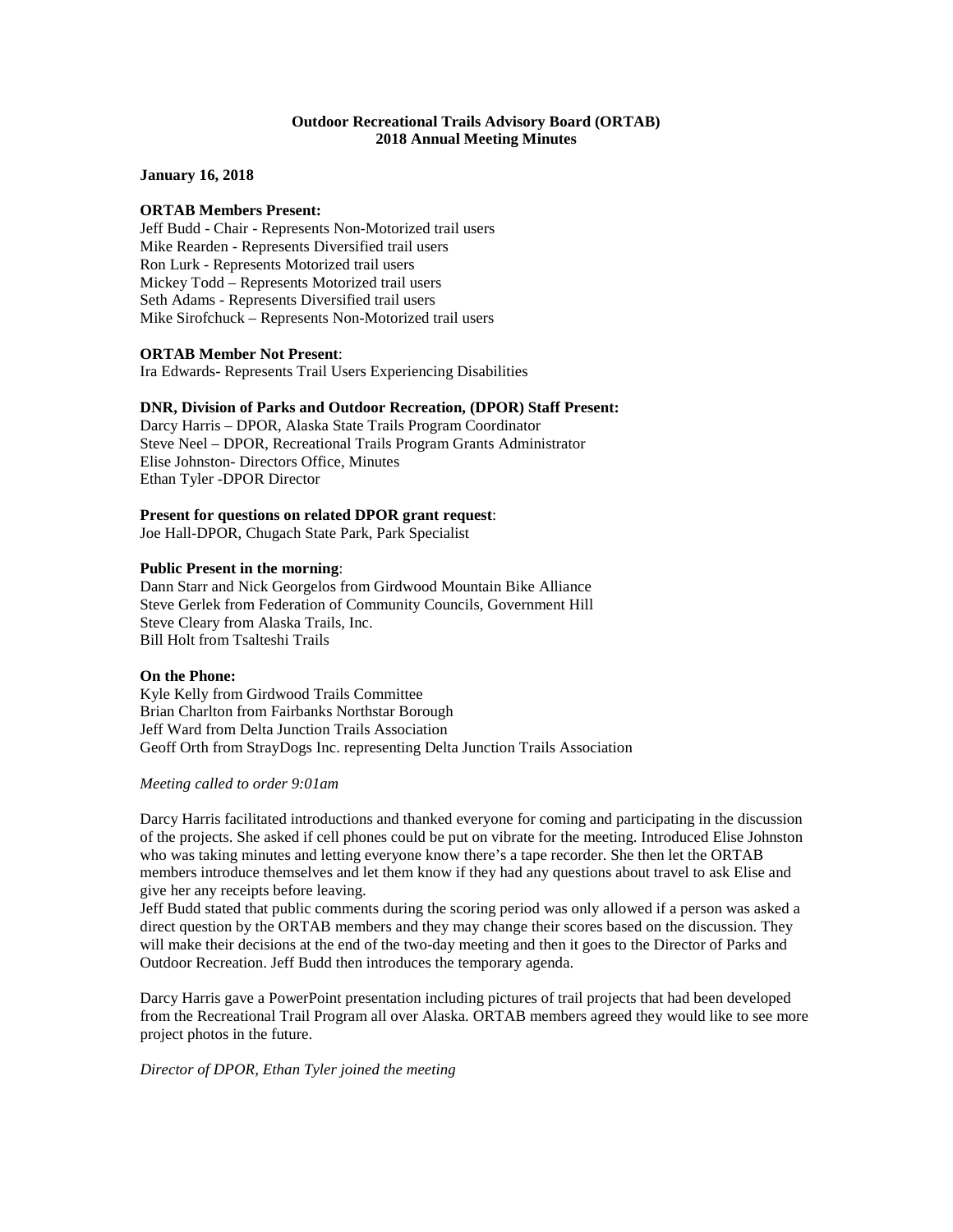**Outdoor Recreational Trails Advisory Board (ORTAB)**
**2018 Annual Meeting Minutes**

**January 16, 2018**

**ORTAB Members Present:**
Jeff Budd - Chair - Represents Non-Motorized trail users
Mike Rearden - Represents Diversified trail users
Ron Lurk - Represents Motorized trail users
Mickey Todd – Represents Motorized trail users
Seth Adams - Represents Diversified trail users
Mike Sirofchuck – Represents Non-Motorized trail users

**ORTAB Member Not Present**:
Ira Edwards- Represents Trail Users Experiencing Disabilities

**DNR, Division of Parks and Outdoor Recreation, (DPOR) Staff Present:**
Darcy Harris – DPOR, Alaska State Trails Program Coordinator
Steve Neel – DPOR, Recreational Trails Program Grants Administrator
Elise Johnston- Directors Office, Minutes
Ethan Tyler -DPOR Director

**Present for questions on related DPOR grant request**:
Joe Hall-DPOR, Chugach State Park, Park Specialist

**Public Present in the morning**:
Dann Starr and Nick Georgelos from Girdwood Mountain Bike Alliance
Steve Gerlek from Federation of Community Councils, Government Hill
Steve Cleary from Alaska Trails, Inc.
Bill Holt from Tsalteshi Trails

**On the Phone:**
Kyle Kelly from Girdwood Trails Committee
Brian Charlton from Fairbanks Northstar Borough
Jeff Ward from Delta Junction Trails Association
Geoff Orth from StrayDogs Inc. representing Delta Junction Trails Association

*Meeting called to order 9:01am*

Darcy Harris facilitated introductions and thanked everyone for coming and participating in the discussion of the projects. She asked if cell phones could be put on vibrate for the meeting. Introduced Elise Johnston who was taking minutes and letting everyone know there's a tape recorder. She then let the ORTAB members introduce themselves and let them know if they had any questions about travel to ask Elise and give her any receipts before leaving.
Jeff Budd stated that public comments during the scoring period was only allowed if a person was asked a direct question by the ORTAB members and they may change their scores based on the discussion. They will make their decisions at the end of the two-day meeting and then it goes to the Director of Parks and Outdoor Recreation. Jeff Budd then introduces the temporary agenda.

Darcy Harris gave a PowerPoint presentation including pictures of trail projects that had been developed from the Recreational Trail Program all over Alaska. ORTAB members agreed they would like to see more project photos in the future.

*Director of DPOR, Ethan Tyler joined the meeting*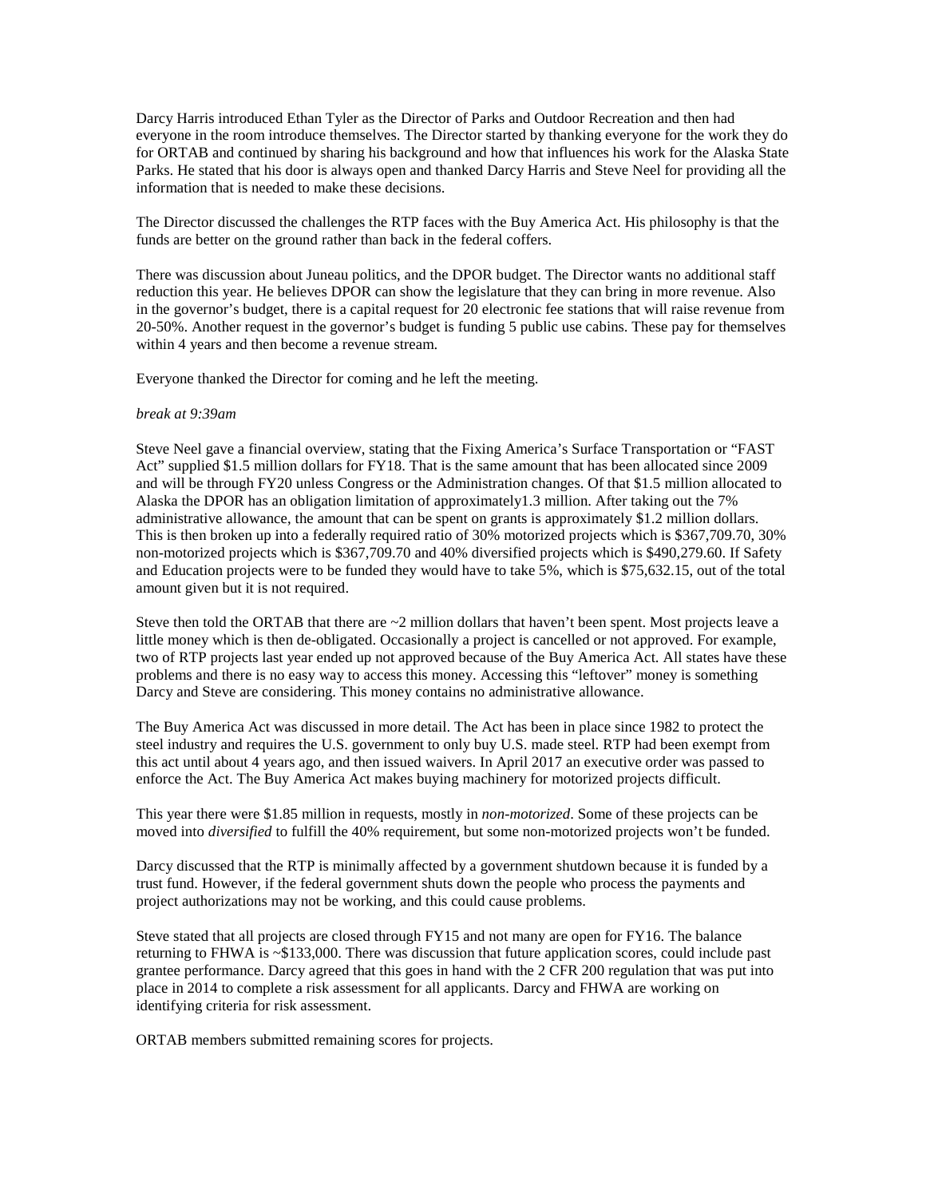Darcy Harris introduced Ethan Tyler as the Director of Parks and Outdoor Recreation and then had everyone in the room introduce themselves. The Director started by thanking everyone for the work they do for ORTAB and continued by sharing his background and how that influences his work for the Alaska State Parks. He stated that his door is always open and thanked Darcy Harris and Steve Neel for providing all the information that is needed to make these decisions.

The Director discussed the challenges the RTP faces with the Buy America Act. His philosophy is that the funds are better on the ground rather than back in the federal coffers.

There was discussion about Juneau politics, and the DPOR budget. The Director wants no additional staff reduction this year. He believes DPOR can show the legislature that they can bring in more revenue. Also in the governor's budget, there is a capital request for 20 electronic fee stations that will raise revenue from 20-50%. Another request in the governor's budget is funding 5 public use cabins. These pay for themselves within 4 years and then become a revenue stream.

Everyone thanked the Director for coming and he left the meeting.

*break at 9:39am*

Steve Neel gave a financial overview, stating that the Fixing America's Surface Transportation or "FAST Act" supplied $1.5 million dollars for FY18. That is the same amount that has been allocated since 2009 and will be through FY20 unless Congress or the Administration changes. Of that $1.5 million allocated to Alaska the DPOR has an obligation limitation of approximately1.3 million. After taking out the 7% administrative allowance, the amount that can be spent on grants is approximately $1.2 million dollars. This is then broken up into a federally required ratio of 30% motorized projects which is $367,709.70, 30% non-motorized projects which is $367,709.70 and 40% diversified projects which is $490,279.60. If Safety and Education projects were to be funded they would have to take 5%, which is $75,632.15, out of the total amount given but it is not required.

Steve then told the ORTAB that there are ~2 million dollars that haven't been spent. Most projects leave a little money which is then de-obligated. Occasionally a project is cancelled or not approved. For example, two of RTP projects last year ended up not approved because of the Buy America Act. All states have these problems and there is no easy way to access this money. Accessing this "leftover" money is something Darcy and Steve are considering. This money contains no administrative allowance.

The Buy America Act was discussed in more detail. The Act has been in place since 1982 to protect the steel industry and requires the U.S. government to only buy U.S. made steel. RTP had been exempt from this act until about 4 years ago, and then issued waivers. In April 2017 an executive order was passed to enforce the Act. The Buy America Act makes buying machinery for motorized projects difficult.

This year there were $1.85 million in requests, mostly in *non-motorized*. Some of these projects can be moved into *diversified* to fulfill the 40% requirement, but some non-motorized projects won't be funded.

Darcy discussed that the RTP is minimally affected by a government shutdown because it is funded by a trust fund. However, if the federal government shuts down the people who process the payments and project authorizations may not be working, and this could cause problems.

Steve stated that all projects are closed through FY15 and not many are open for FY16. The balance returning to FHWA is ~$133,000. There was discussion that future application scores, could include past grantee performance. Darcy agreed that this goes in hand with the 2 CFR 200 regulation that was put into place in 2014 to complete a risk assessment for all applicants. Darcy and FHWA are working on identifying criteria for risk assessment.

ORTAB members submitted remaining scores for projects.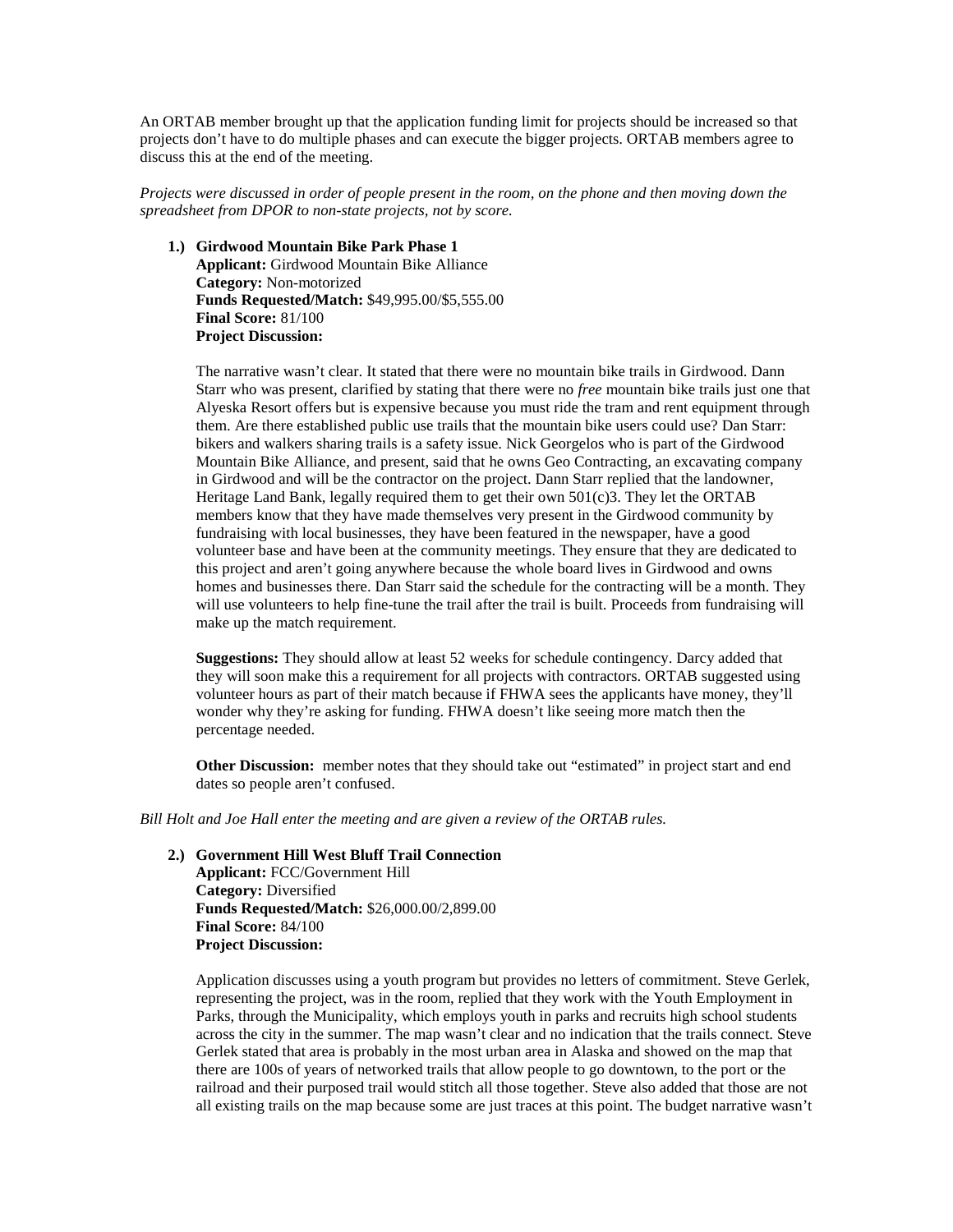An ORTAB member brought up that the application funding limit for projects should be increased so that projects don't have to do multiple phases and can execute the bigger projects. ORTAB members agree to discuss this at the end of the meeting.

*Projects were discussed in order of people present in the room, on the phone and then moving down the spreadsheet from DPOR to non-state projects, not by score.*

1.) **Girdwood Mountain Bike Park Phase 1**
**Applicant:** Girdwood Mountain Bike Alliance
**Category:** Non-motorized
**Funds Requested/Match:** $49,995.00/$5,555.00
**Final Score:** 81/100
**Project Discussion:**

The narrative wasn't clear. It stated that there were no mountain bike trails in Girdwood. Dann Starr who was present, clarified by stating that there were no *free* mountain bike trails just one that Alyeska Resort offers but is expensive because you must ride the tram and rent equipment through them. Are there established public use trails that the mountain bike users could use? Dan Starr: bikers and walkers sharing trails is a safety issue. Nick Georgelos who is part of the Girdwood Mountain Bike Alliance, and present, said that he owns Geo Contracting, an excavating company in Girdwood and will be the contractor on the project. Dann Starr replied that the landowner, Heritage Land Bank, legally required them to get their own 501(c)3. They let the ORTAB members know that they have made themselves very present in the Girdwood community by fundraising with local businesses, they have been featured in the newspaper, have a good volunteer base and have been at the community meetings. They ensure that they are dedicated to this project and aren't going anywhere because the whole board lives in Girdwood and owns homes and businesses there. Dan Starr said the schedule for the contracting will be a month. They will use volunteers to help fine-tune the trail after the trail is built. Proceeds from fundraising will make up the match requirement.

**Suggestions:** They should allow at least 52 weeks for schedule contingency. Darcy added that they will soon make this a requirement for all projects with contractors. ORTAB suggested using volunteer hours as part of their match because if FHWA sees the applicants have money, they'll wonder why they're asking for funding. FHWA doesn't like seeing more match then the percentage needed.

**Other Discussion:** member notes that they should take out "estimated" in project start and end dates so people aren't confused.

*Bill Holt and Joe Hall enter the meeting and are given a review of the ORTAB rules.*

2.) **Government Hill West Bluff Trail Connection**
**Applicant:** FCC/Government Hill
**Category:** Diversified
**Funds Requested/Match:** $26,000.00/2,899.00
**Final Score:** 84/100
**Project Discussion:**

Application discusses using a youth program but provides no letters of commitment. Steve Gerlek, representing the project, was in the room, replied that they work with the Youth Employment in Parks, through the Municipality, which employs youth in parks and recruits high school students across the city in the summer. The map wasn't clear and no indication that the trails connect. Steve Gerlek stated that area is probably in the most urban area in Alaska and showed on the map that there are 100s of years of networked trails that allow people to go downtown, to the port or the railroad and their purposed trail would stitch all those together. Steve also added that those are not all existing trails on the map because some are just traces at this point. The budget narrative wasn't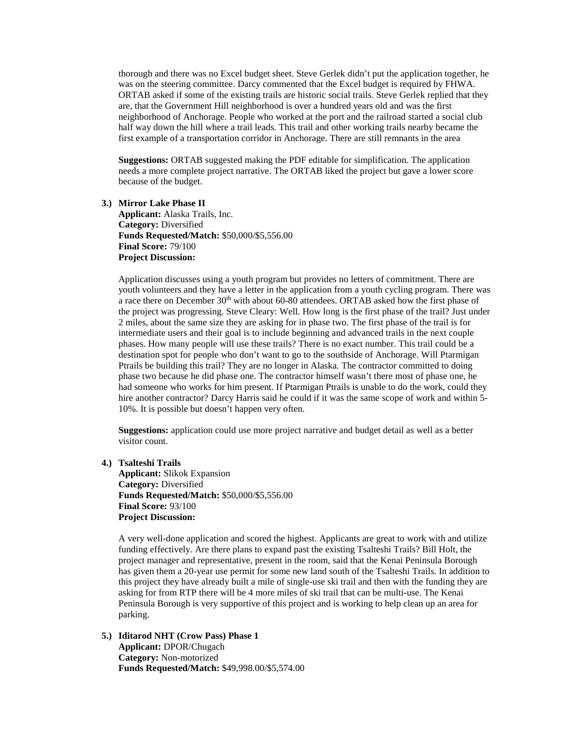thorough and there was no Excel budget sheet. Steve Gerlek didn't put the application together, he was on the steering committee. Darcy commented that the Excel budget is required by FHWA. ORTAB asked if some of the existing trails are historic social trails. Steve Gerlek replied that they are, that the Government Hill neighborhood is over a hundred years old and was the first neighborhood of Anchorage. People who worked at the port and the railroad started a social club half way down the hill where a trail leads. This trail and other working trails nearby became the first example of a transportation corridor in Anchorage. There are still remnants in the area

**Suggestions:** ORTAB suggested making the PDF editable for simplification. The application needs a more complete project narrative. The ORTAB liked the project but gave a lower score because of the budget.

**3.) Mirror Lake Phase II**
**Applicant:** Alaska Trails, Inc.
**Category:** Diversified
**Funds Requested/Match:** $50,000/$5,556.00
**Final Score:** 79/100
**Project Discussion:**

Application discusses using a youth program but provides no letters of commitment. There are youth volunteers and they have a letter in the application from a youth cycling program. There was a race there on December 30th with about 60-80 attendees. ORTAB asked how the first phase of the project was progressing. Steve Cleary: Well. How long is the first phase of the trail? Just under 2 miles, about the same size they are asking for in phase two. The first phase of the trail is for intermediate users and their goal is to include beginning and advanced trails in the next couple phases. How many people will use these trails? There is no exact number. This trail could be a destination spot for people who don't want to go to the southside of Anchorage. Will Ptarmigan Ptrails be building this trail? They are no longer in Alaska. The contractor committed to doing phase two because he did phase one. The contractor himself wasn't there most of phase one, he had someone who works for him present. If Ptarmigan Ptrails is unable to do the work, could they hire another contractor? Darcy Harris said he could if it was the same scope of work and within 5-10%. It is possible but doesn't happen very often.

**Suggestions:** application could use more project narrative and budget detail as well as a better visitor count.

**4.) Tsalteshi Trails**
**Applicant:** Slikok Expansion
**Category:** Diversified
**Funds Requested/Match:** $50,000/$5,556.00
**Final Score:** 93/100
**Project Discussion:**

A very well-done application and scored the highest. Applicants are great to work with and utilize funding effectively. Are there plans to expand past the existing Tsalteshi Trails? Bill Holt, the project manager and representative, present in the room, said that the Kenai Peninsula Borough has given them a 20-year use permit for some new land south of the Tsalteshi Trails. In addition to this project they have already built a mile of single-use ski trail and then with the funding they are asking for from RTP there will be 4 more miles of ski trail that can be multi-use. The Kenai Peninsula Borough is very supportive of this project and is working to help clean up an area for parking.

**5.) Iditarod NHT (Crow Pass) Phase 1**
**Applicant:** DPOR/Chugach
**Category:** Non-motorized
**Funds Requested/Match:** $49,998.00/$5,574.00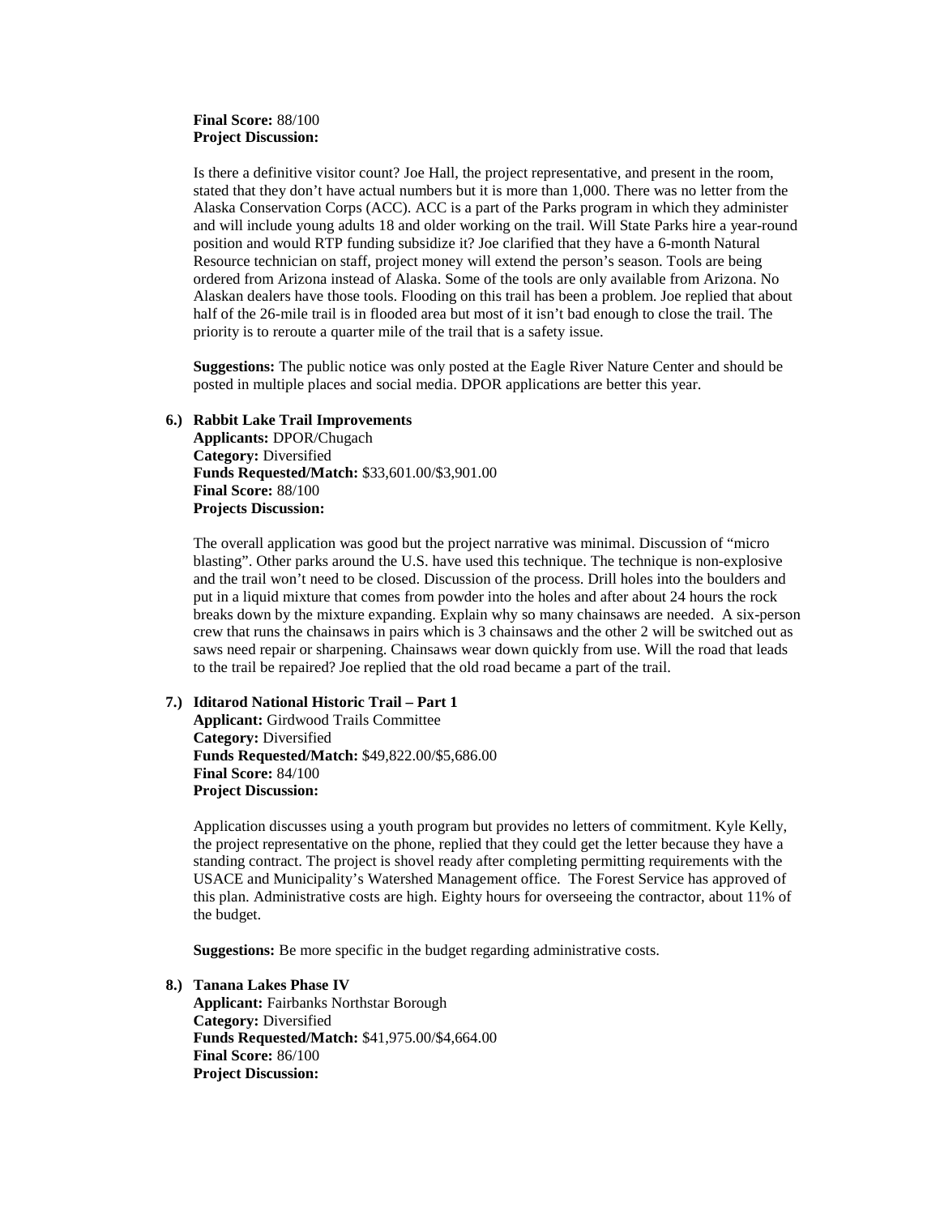**Final Score:** 88/100
**Project Discussion:**

Is there a definitive visitor count? Joe Hall, the project representative, and present in the room, stated that they don't have actual numbers but it is more than 1,000. There was no letter from the Alaska Conservation Corps (ACC). ACC is a part of the Parks program in which they administer and will include young adults 18 and older working on the trail. Will State Parks hire a year-round position and would RTP funding subsidize it? Joe clarified that they have a 6-month Natural Resource technician on staff, project money will extend the person's season. Tools are being ordered from Arizona instead of Alaska. Some of the tools are only available from Arizona. No Alaskan dealers have those tools. Flooding on this trail has been a problem. Joe replied that about half of the 26-mile trail is in flooded area but most of it isn't bad enough to close the trail. The priority is to reroute a quarter mile of the trail that is a safety issue.

**Suggestions:** The public notice was only posted at the Eagle River Nature Center and should be posted in multiple places and social media. DPOR applications are better this year.

**6.) Rabbit Lake Trail Improvements**
**Applicants:** DPOR/Chugach
**Category:** Diversified
**Funds Requested/Match:** $33,601.00/$3,901.00
**Final Score:** 88/100
**Projects Discussion:**

The overall application was good but the project narrative was minimal. Discussion of "micro blasting". Other parks around the U.S. have used this technique. The technique is non-explosive and the trail won't need to be closed. Discussion of the process. Drill holes into the boulders and put in a liquid mixture that comes from powder into the holes and after about 24 hours the rock breaks down by the mixture expanding. Explain why so many chainsaws are needed. A six-person crew that runs the chainsaws in pairs which is 3 chainsaws and the other 2 will be switched out as saws need repair or sharpening. Chainsaws wear down quickly from use. Will the road that leads to the trail be repaired? Joe replied that the old road became a part of the trail.

**7.) Iditarod National Historic Trail – Part 1**
**Applicant:** Girdwood Trails Committee
**Category:** Diversified
**Funds Requested/Match:** $49,822.00/$5,686.00
**Final Score:** 84/100
**Project Discussion:**

Application discusses using a youth program but provides no letters of commitment. Kyle Kelly, the project representative on the phone, replied that they could get the letter because they have a standing contract. The project is shovel ready after completing permitting requirements with the USACE and Municipality's Watershed Management office. The Forest Service has approved of this plan. Administrative costs are high. Eighty hours for overseeing the contractor, about 11% of the budget.

**Suggestions:** Be more specific in the budget regarding administrative costs.

**8.) Tanana Lakes Phase IV**
**Applicant:** Fairbanks Northstar Borough
**Category:** Diversified
**Funds Requested/Match:** $41,975.00/$4,664.00
**Final Score:** 86/100
**Project Discussion:**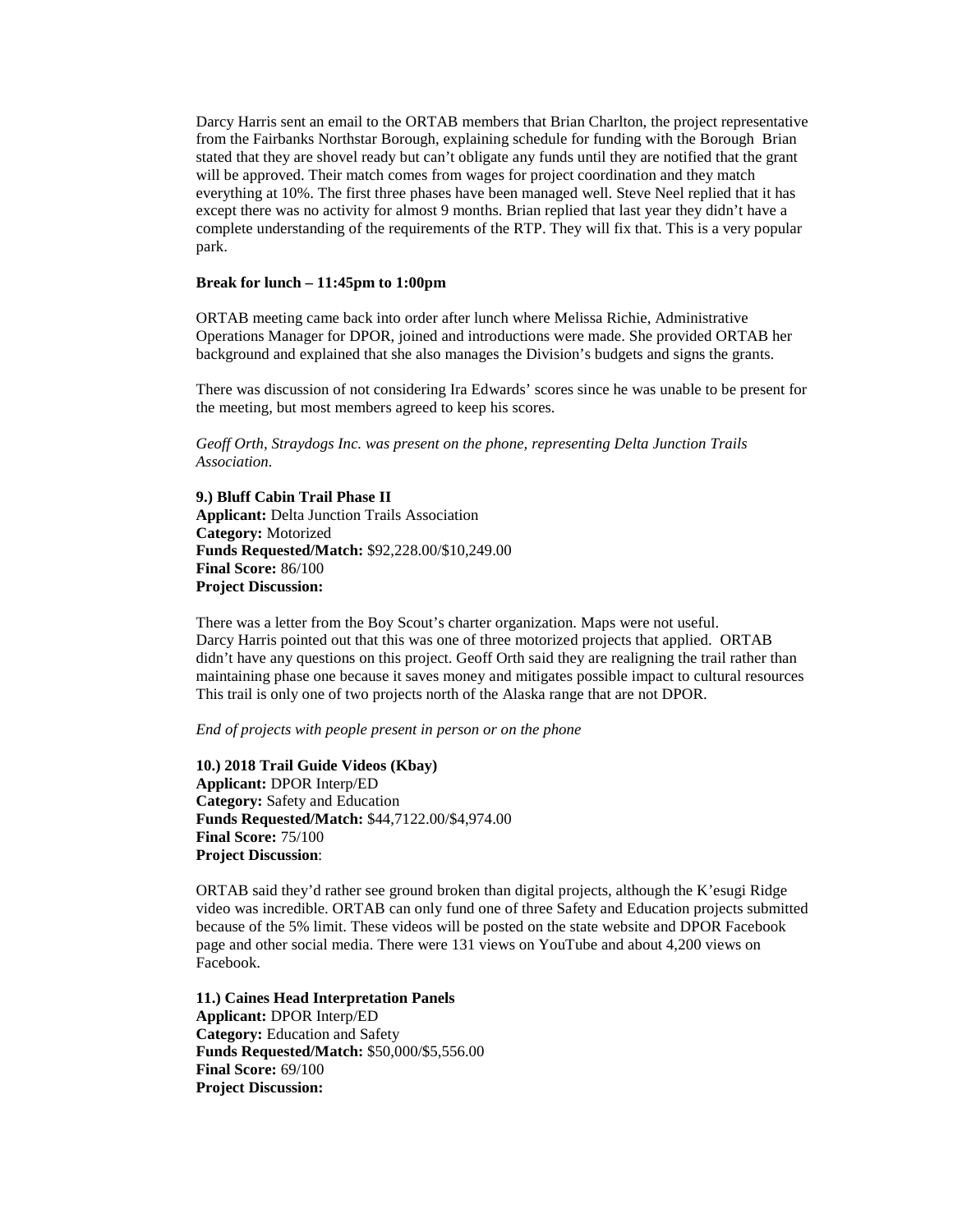Darcy Harris sent an email to the ORTAB members that Brian Charlton, the project representative from the Fairbanks Northstar Borough, explaining schedule for funding with the Borough Brian stated that they are shovel ready but can't obligate any funds until they are notified that the grant will be approved. Their match comes from wages for project coordination and they match everything at 10%. The first three phases have been managed well. Steve Neel replied that it has except there was no activity for almost 9 months. Brian replied that last year they didn't have a complete understanding of the requirements of the RTP. They will fix that. This is a very popular park.

**Break for lunch – 11:45pm to 1:00pm**

ORTAB meeting came back into order after lunch where Melissa Richie, Administrative Operations Manager for DPOR, joined and introductions were made. She provided ORTAB her background and explained that she also manages the Division's budgets and signs the grants.

There was discussion of not considering Ira Edwards' scores since he was unable to be present for the meeting, but most members agreed to keep his scores.

*Geoff Orth, Straydogs Inc. was present on the phone, representing Delta Junction Trails Association.*

**9.) Bluff Cabin Trail Phase II**
**Applicant:** Delta Junction Trails Association
**Category:** Motorized
**Funds Requested/Match:** $92,228.00/$10,249.00
**Final Score:** 86/100
**Project Discussion:**

There was a letter from the Boy Scout's charter organization. Maps were not useful.
Darcy Harris pointed out that this was one of three motorized projects that applied. ORTAB didn't have any questions on this project. Geoff Orth said they are realigning the trail rather than maintaining phase one because it saves money and mitigates possible impact to cultural resources This trail is only one of two projects north of the Alaska range that are not DPOR.

*End of projects with people present in person or on the phone*

**10.) 2018 Trail Guide Videos (Kbay)**
**Applicant:** DPOR Interp/ED
**Category:** Safety and Education
**Funds Requested/Match:** $44,7122.00/$4,974.00
**Final Score:** 75/100
**Project Discussion**:

ORTAB said they'd rather see ground broken than digital projects, although the K'esugi Ridge video was incredible. ORTAB can only fund one of three Safety and Education projects submitted because of the 5% limit. These videos will be posted on the state website and DPOR Facebook page and other social media. There were 131 views on YouTube and about 4,200 views on Facebook.

**11.) Caines Head Interpretation Panels**
**Applicant:** DPOR Interp/ED
**Category:** Education and Safety
**Funds Requested/Match:** $50,000/$5,556.00
**Final Score:** 69/100
**Project Discussion:**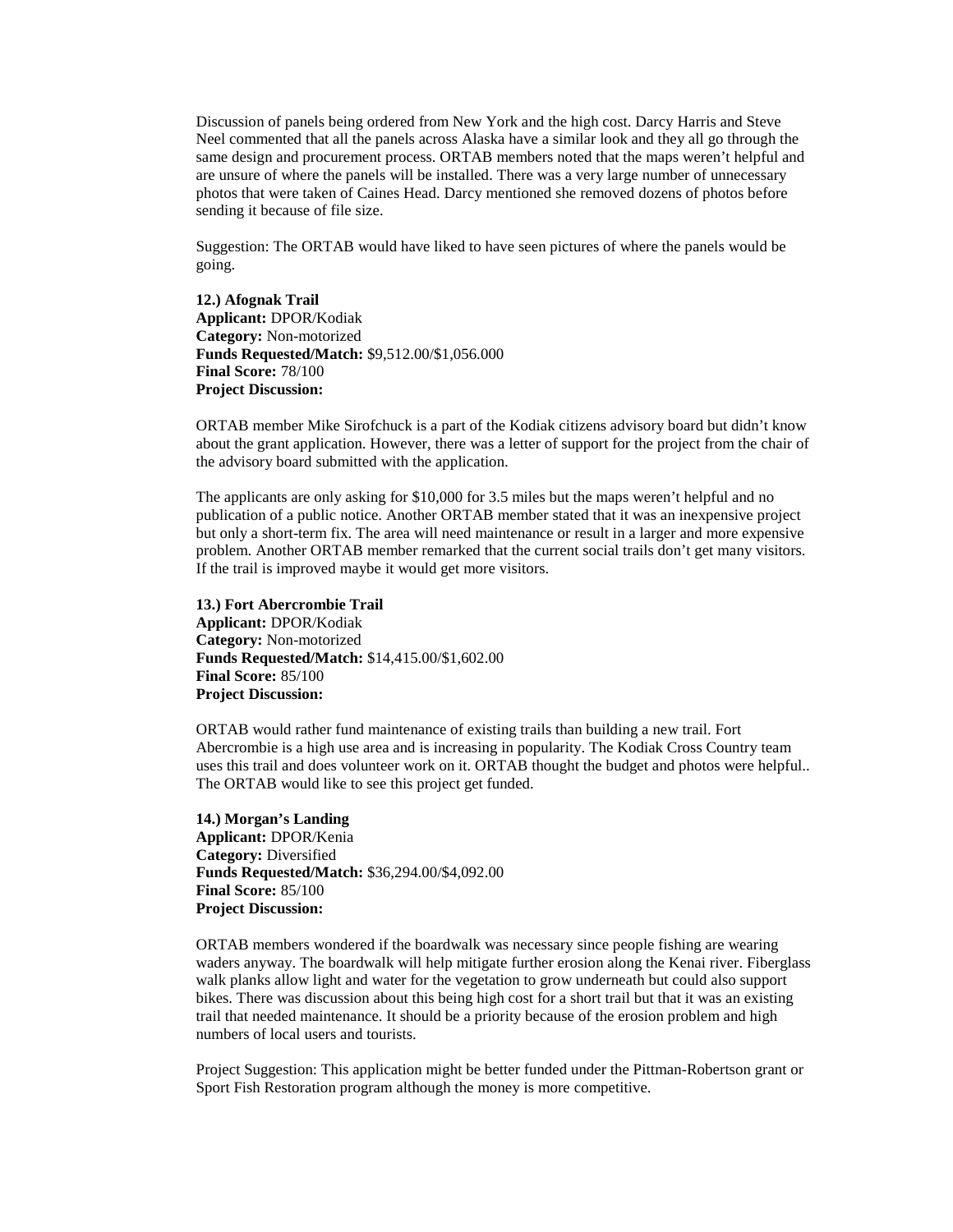Discussion of panels being ordered from New York and the high cost. Darcy Harris and Steve Neel commented that all the panels across Alaska have a similar look and they all go through the same design and procurement process. ORTAB members noted that the maps weren't helpful and are unsure of where the panels will be installed. There was a very large number of unnecessary photos that were taken of Caines Head. Darcy mentioned she removed dozens of photos before sending it because of file size.

Suggestion: The ORTAB would have liked to have seen pictures of where the panels would be going.

**12.) Afognak Trail**
**Applicant:** DPOR/Kodiak
**Category:** Non-motorized
**Funds Requested/Match:** $9,512.00/$1,056.000
**Final Score:** 78/100
**Project Discussion:**

ORTAB member Mike Sirofchuck is a part of the Kodiak citizens advisory board but didn't know about the grant application. However, there was a letter of support for the project from the chair of the advisory board submitted with the application.

The applicants are only asking for $10,000 for 3.5 miles but the maps weren't helpful and no publication of a public notice. Another ORTAB member stated that it was an inexpensive project but only a short-term fix. The area will need maintenance or result in a larger and more expensive problem. Another ORTAB member remarked that the current social trails don't get many visitors. If the trail is improved maybe it would get more visitors.

**13.) Fort Abercrombie Trail**
**Applicant:** DPOR/Kodiak
**Category:** Non-motorized
**Funds Requested/Match:** $14,415.00/$1,602.00
**Final Score:** 85/100
**Project Discussion:**

ORTAB would rather fund maintenance of existing trails than building a new trail. Fort Abercrombie is a high use area and is increasing in popularity. The Kodiak Cross Country team uses this trail and does volunteer work on it. ORTAB thought the budget and photos were helpful.. The ORTAB would like to see this project get funded.

**14.) Morgan's Landing**
**Applicant:** DPOR/Kenia
**Category:** Diversified
**Funds Requested/Match:** $36,294.00/$4,092.00
**Final Score:** 85/100
**Project Discussion:**

ORTAB members wondered if the boardwalk was necessary since people fishing are wearing waders anyway. The boardwalk will help mitigate further erosion along the Kenai river. Fiberglass walk planks allow light and water for the vegetation to grow underneath but could also support bikes. There was discussion about this being high cost for a short trail but that it was an existing trail that needed maintenance. It should be a priority because of the erosion problem and high numbers of local users and tourists.

Project Suggestion: This application might be better funded under the Pittman-Robertson grant or Sport Fish Restoration program although the money is more competitive.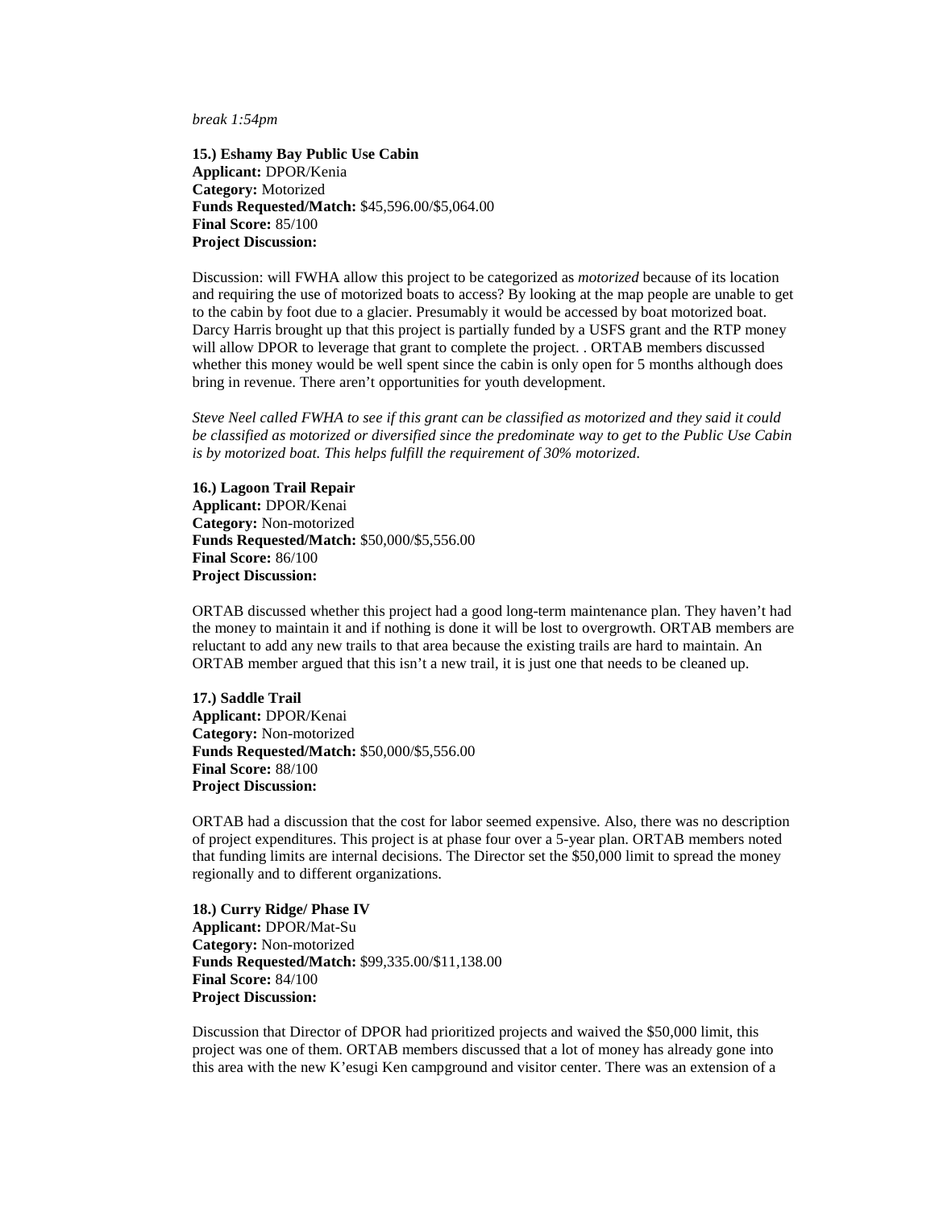*break 1:54pm*

**15.) Eshamy Bay Public Use Cabin**
**Applicant:** DPOR/Kenia
**Category:** Motorized
**Funds Requested/Match:** $45,596.00/$5,064.00
**Final Score:** 85/100
**Project Discussion:**

Discussion: will FWHA allow this project to be categorized as *motorized* because of its location and requiring the use of motorized boats to access? By looking at the map people are unable to get to the cabin by foot due to a glacier. Presumably it would be accessed by boat motorized boat. Darcy Harris brought up that this project is partially funded by a USFS grant and the RTP money will allow DPOR to leverage that grant to complete the project. . ORTAB members discussed whether this money would be well spent since the cabin is only open for 5 months although does bring in revenue. There aren't opportunities for youth development.

*Steve Neel called FWHA to see if this grant can be classified as motorized and they said it could be classified as motorized or diversified since the predominate way to get to the Public Use Cabin is by motorized boat. This helps fulfill the requirement of 30% motorized.*

**16.) Lagoon Trail Repair**
**Applicant:** DPOR/Kenai
**Category:** Non-motorized
**Funds Requested/Match:** $50,000/$5,556.00
**Final Score:** 86/100
**Project Discussion:**

ORTAB discussed whether this project had a good long-term maintenance plan. They haven't had the money to maintain it and if nothing is done it will be lost to overgrowth. ORTAB members are reluctant to add any new trails to that area because the existing trails are hard to maintain. An ORTAB member argued that this isn't a new trail, it is just one that needs to be cleaned up.

**17.) Saddle Trail**
**Applicant:** DPOR/Kenai
**Category:** Non-motorized
**Funds Requested/Match:** $50,000/$5,556.00
**Final Score:** 88/100
**Project Discussion:**

ORTAB had a discussion that the cost for labor seemed expensive. Also, there was no description of project expenditures. This project is at phase four over a 5-year plan. ORTAB members noted that funding limits are internal decisions. The Director set the $50,000 limit to spread the money regionally and to different organizations.

**18.) Curry Ridge/ Phase IV**
**Applicant:** DPOR/Mat-Su
**Category:** Non-motorized
**Funds Requested/Match:** $99,335.00/$11,138.00
**Final Score:** 84/100
**Project Discussion:**

Discussion that Director of DPOR had prioritized projects and waived the $50,000 limit, this project was one of them. ORTAB members discussed that a lot of money has already gone into this area with the new K'esugi Ken campground and visitor center. There was an extension of a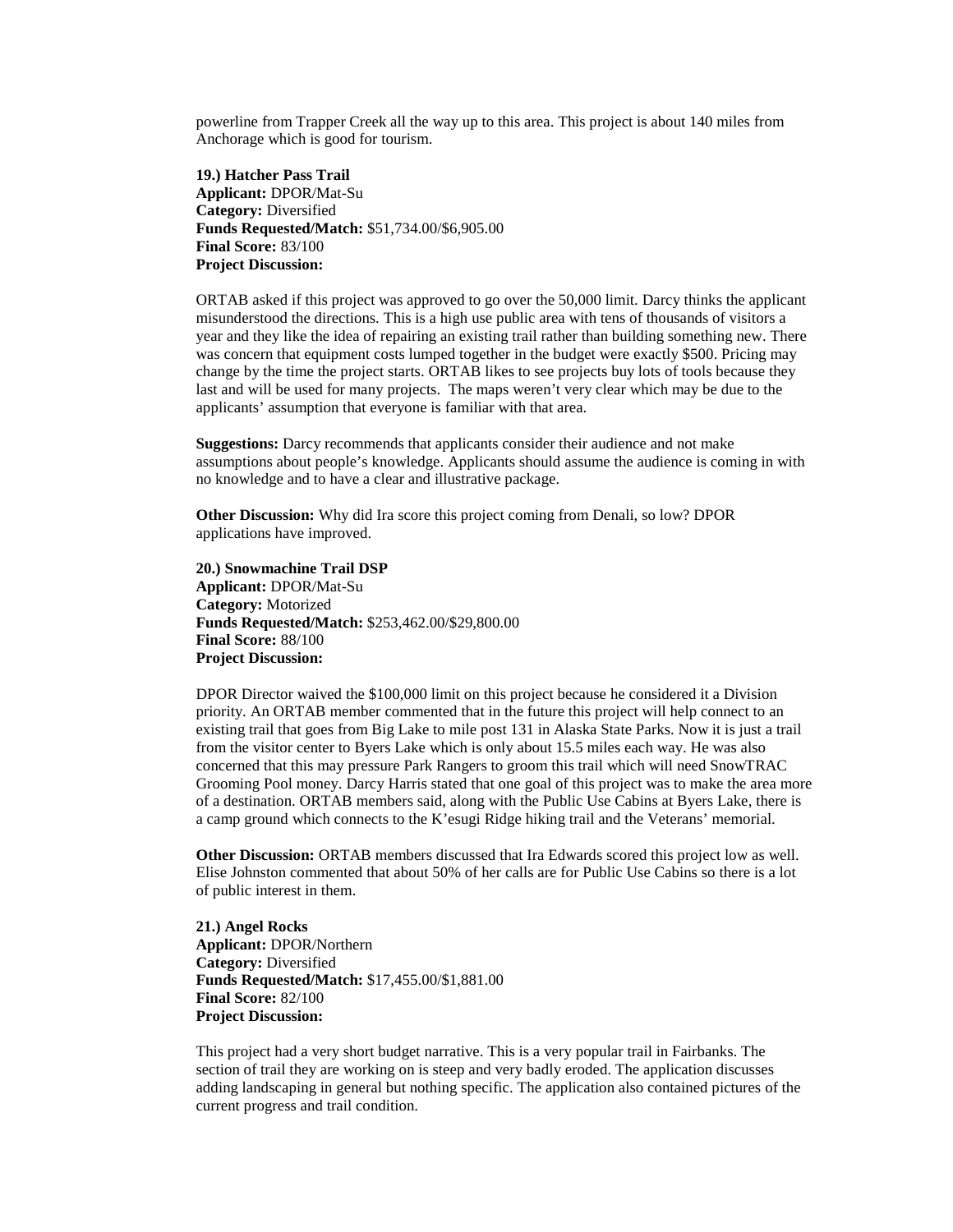powerline from Trapper Creek all the way up to this area. This project is about 140 miles from Anchorage which is good for tourism.

**19.) Hatcher Pass Trail**
**Applicant:** DPOR/Mat-Su
**Category:** Diversified
**Funds Requested/Match:** $51,734.00/$6,905.00
**Final Score:** 83/100
**Project Discussion:**

ORTAB asked if this project was approved to go over the 50,000 limit. Darcy thinks the applicant misunderstood the directions. This is a high use public area with tens of thousands of visitors a year and they like the idea of repairing an existing trail rather than building something new. There was concern that equipment costs lumped together in the budget were exactly $500. Pricing may change by the time the project starts. ORTAB likes to see projects buy lots of tools because they last and will be used for many projects. The maps weren't very clear which may be due to the applicants' assumption that everyone is familiar with that area.

**Suggestions:** Darcy recommends that applicants consider their audience and not make assumptions about people's knowledge. Applicants should assume the audience is coming in with no knowledge and to have a clear and illustrative package.

**Other Discussion:** Why did Ira score this project coming from Denali, so low? DPOR applications have improved.

**20.) Snowmachine Trail DSP**
**Applicant:** DPOR/Mat-Su
**Category:** Motorized
**Funds Requested/Match:** $253,462.00/$29,800.00
**Final Score:** 88/100
**Project Discussion:**

DPOR Director waived the $100,000 limit on this project because he considered it a Division priority. An ORTAB member commented that in the future this project will help connect to an existing trail that goes from Big Lake to mile post 131 in Alaska State Parks. Now it is just a trail from the visitor center to Byers Lake which is only about 15.5 miles each way. He was also concerned that this may pressure Park Rangers to groom this trail which will need SnowTRAC Grooming Pool money. Darcy Harris stated that one goal of this project was to make the area more of a destination. ORTAB members said, along with the Public Use Cabins at Byers Lake, there is a camp ground which connects to the K'esugi Ridge hiking trail and the Veterans' memorial.

**Other Discussion:** ORTAB members discussed that Ira Edwards scored this project low as well. Elise Johnston commented that about 50% of her calls are for Public Use Cabins so there is a lot of public interest in them.

**21.) Angel Rocks**
**Applicant:** DPOR/Northern
**Category:** Diversified
**Funds Requested/Match:** $17,455.00/$1,881.00
**Final Score:** 82/100
**Project Discussion:**

This project had a very short budget narrative. This is a very popular trail in Fairbanks. The section of trail they are working on is steep and very badly eroded. The application discusses adding landscaping in general but nothing specific. The application also contained pictures of the current progress and trail condition.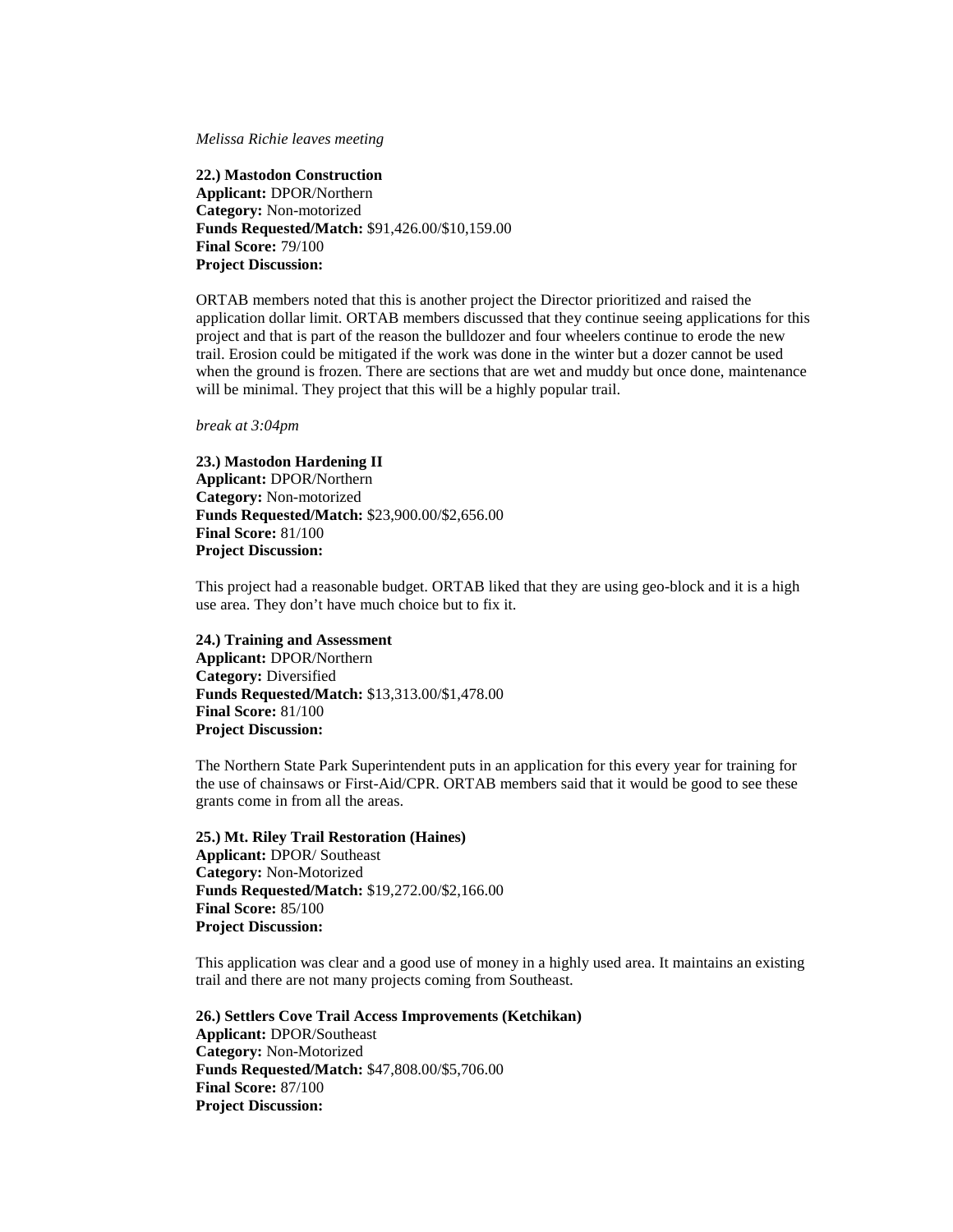*Melissa Richie leaves meeting*

**22.) Mastodon Construction**
**Applicant:** DPOR/Northern
**Category:** Non-motorized
**Funds Requested/Match:** $91,426.00/$10,159.00
**Final Score:** 79/100
**Project Discussion:**

ORTAB members noted that this is another project the Director prioritized and raised the application dollar limit. ORTAB members discussed that they continue seeing applications for this project and that is part of the reason the bulldozer and four wheelers continue to erode the new trail. Erosion could be mitigated if the work was done in the winter but a dozer cannot be used when the ground is frozen. There are sections that are wet and muddy but once done, maintenance will be minimal. They project that this will be a highly popular trail.

*break at 3:04pm*

**23.) Mastodon Hardening II**
**Applicant:** DPOR/Northern
**Category:** Non-motorized
**Funds Requested/Match:** $23,900.00/$2,656.00
**Final Score:** 81/100
**Project Discussion:**

This project had a reasonable budget. ORTAB liked that they are using geo-block and it is a high use area. They don't have much choice but to fix it.

**24.) Training and Assessment**
**Applicant:** DPOR/Northern
**Category:** Diversified
**Funds Requested/Match:** $13,313.00/$1,478.00
**Final Score:** 81/100
**Project Discussion:**

The Northern State Park Superintendent puts in an application for this every year for training for the use of chainsaws or First-Aid/CPR. ORTAB members said that it would be good to see these grants come in from all the areas.

**25.) Mt. Riley Trail Restoration (Haines)**
**Applicant:** DPOR/ Southeast
**Category:** Non-Motorized
**Funds Requested/Match:** $19,272.00/$2,166.00
**Final Score:** 85/100
**Project Discussion:**

This application was clear and a good use of money in a highly used area. It maintains an existing trail and there are not many projects coming from Southeast.

**26.) Settlers Cove Trail Access Improvements (Ketchikan)**
**Applicant:** DPOR/Southeast
**Category:** Non-Motorized
**Funds Requested/Match:** $47,808.00/$5,706.00
**Final Score:** 87/100
**Project Discussion:**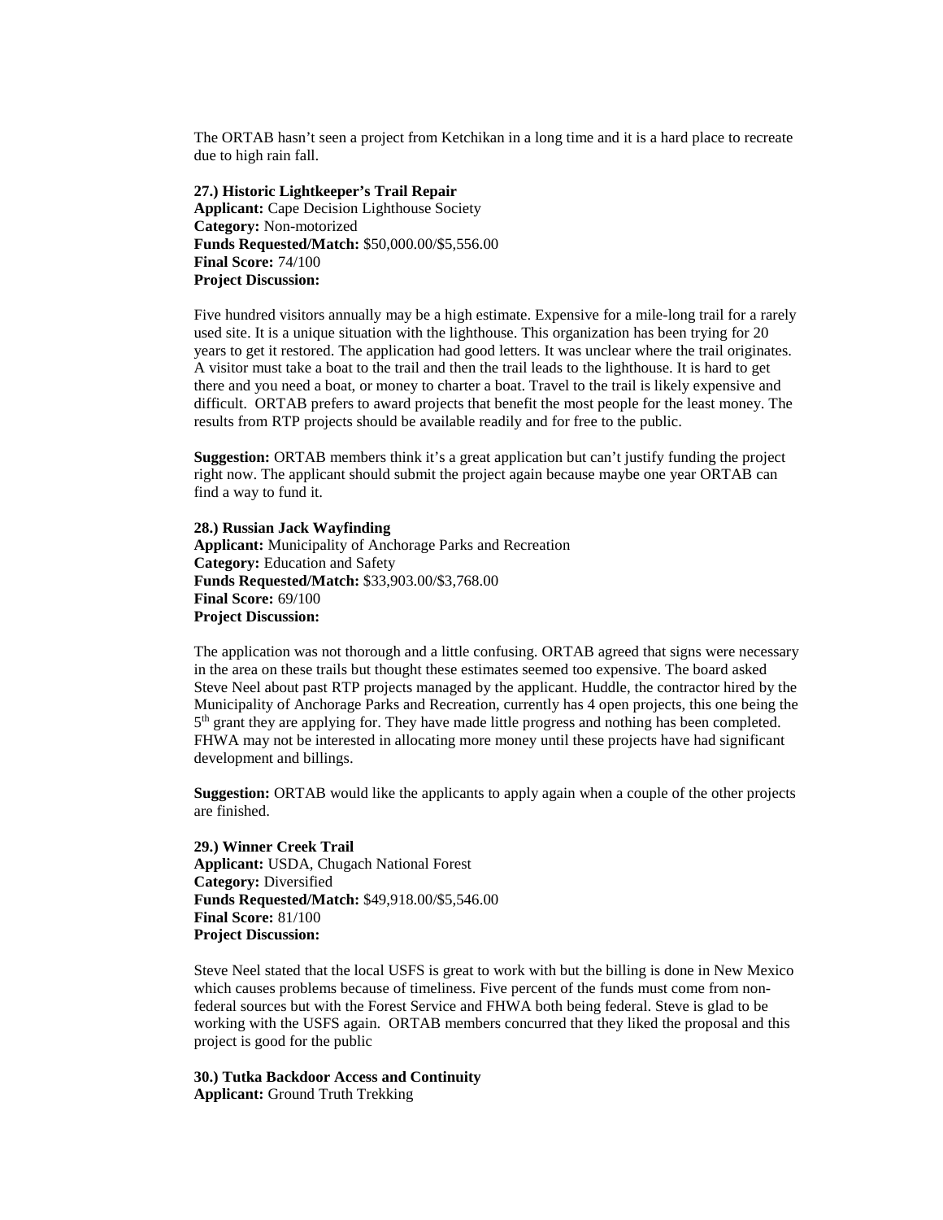The ORTAB hasn't seen a project from Ketchikan in a long time and it is a hard place to recreate due to high rain fall.

**27.) Historic Lightkeeper's Trail Repair**
**Applicant:** Cape Decision Lighthouse Society
**Category:** Non-motorized
**Funds Requested/Match:** $50,000.00/$5,556.00
**Final Score:** 74/100
**Project Discussion:**

Five hundred visitors annually may be a high estimate. Expensive for a mile-long trail for a rarely used site. It is a unique situation with the lighthouse. This organization has been trying for 20 years to get it restored. The application had good letters. It was unclear where the trail originates. A visitor must take a boat to the trail and then the trail leads to the lighthouse. It is hard to get there and you need a boat, or money to charter a boat. Travel to the trail is likely expensive and difficult. ORTAB prefers to award projects that benefit the most people for the least money. The results from RTP projects should be available readily and for free to the public.

**Suggestion:** ORTAB members think it's a great application but can't justify funding the project right now. The applicant should submit the project again because maybe one year ORTAB can find a way to fund it.

**28.) Russian Jack Wayfinding**
**Applicant:** Municipality of Anchorage Parks and Recreation
**Category:** Education and Safety
**Funds Requested/Match:** $33,903.00/$3,768.00
**Final Score:** 69/100
**Project Discussion:**

The application was not thorough and a little confusing. ORTAB agreed that signs were necessary in the area on these trails but thought these estimates seemed too expensive. The board asked Steve Neel about past RTP projects managed by the applicant. Huddle, the contractor hired by the Municipality of Anchorage Parks and Recreation, currently has 4 open projects, this one being the 5th grant they are applying for. They have made little progress and nothing has been completed. FHWA may not be interested in allocating more money until these projects have had significant development and billings.

**Suggestion:** ORTAB would like the applicants to apply again when a couple of the other projects are finished.

**29.) Winner Creek Trail**
**Applicant:** USDA, Chugach National Forest
**Category:** Diversified
**Funds Requested/Match:** $49,918.00/$5,546.00
**Final Score:** 81/100
**Project Discussion:**

Steve Neel stated that the local USFS is great to work with but the billing is done in New Mexico which causes problems because of timeliness. Five percent of the funds must come from non-federal sources but with the Forest Service and FHWA both being federal. Steve is glad to be working with the USFS again. ORTAB members concurred that they liked the proposal and this project is good for the public

**30.) Tutka Backdoor Access and Continuity**
**Applicant:** Ground Truth Trekking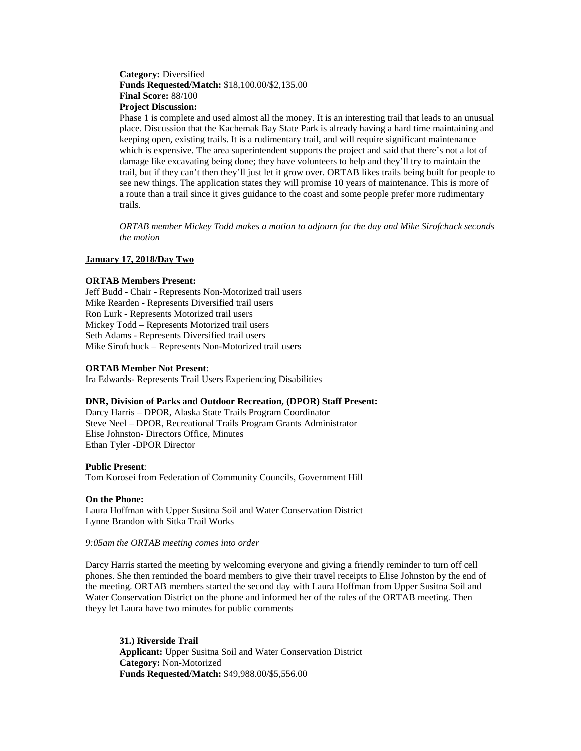**Category:** Diversified
**Funds Requested/Match:** $18,100.00/$2,135.00
**Final Score:** 88/100
**Project Discussion:**
Phase 1 is complete and used almost all the money. It is an interesting trail that leads to an unusual place. Discussion that the Kachemak Bay State Park is already having a hard time maintaining and keeping open, existing trails. It is a rudimentary trail, and will require significant maintenance which is expensive. The area superintendent supports the project and said that there's not a lot of damage like excavating being done; they have volunteers to help and they'll try to maintain the trail, but if they can't then they'll just let it grow over. ORTAB likes trails being built for people to see new things. The application states they will promise 10 years of maintenance. This is more of a route than a trail since it gives guidance to the coast and some people prefer more rudimentary trails.

*ORTAB member Mickey Todd makes a motion to adjourn for the day and Mike Sirofchuck seconds the motion*

**January 17, 2018/Day Two**

**ORTAB Members Present:**
Jeff Budd - Chair - Represents Non-Motorized trail users
Mike Rearden - Represents Diversified trail users
Ron Lurk - Represents Motorized trail users
Mickey Todd – Represents Motorized trail users
Seth Adams - Represents Diversified trail users
Mike Sirofchuck – Represents Non-Motorized trail users

**ORTAB Member Not Present**:
Ira Edwards- Represents Trail Users Experiencing Disabilities

**DNR, Division of Parks and Outdoor Recreation, (DPOR) Staff Present:**
Darcy Harris – DPOR, Alaska State Trails Program Coordinator
Steve Neel – DPOR, Recreational Trails Program Grants Administrator
Elise Johnston- Directors Office, Minutes
Ethan Tyler -DPOR Director

**Public Present**:
Tom Korosei from Federation of Community Councils, Government Hill

**On the Phone:**
Laura Hoffman with Upper Susitna Soil and Water Conservation District
Lynne Brandon with Sitka Trail Works

*9:05am the ORTAB meeting comes into order*

Darcy Harris started the meeting by welcoming everyone and giving a friendly reminder to turn off cell phones. She then reminded the board members to give their travel receipts to Elise Johnston by the end of the meeting. ORTAB members started the second day with Laura Hoffman from Upper Susitna Soil and Water Conservation District on the phone and informed her of the rules of the ORTAB meeting. Then theyy let Laura have two minutes for public comments

**31.) Riverside Trail**
**Applicant:** Upper Susitna Soil and Water Conservation District
**Category:** Non-Motorized
**Funds Requested/Match:** $49,988.00/$5,556.00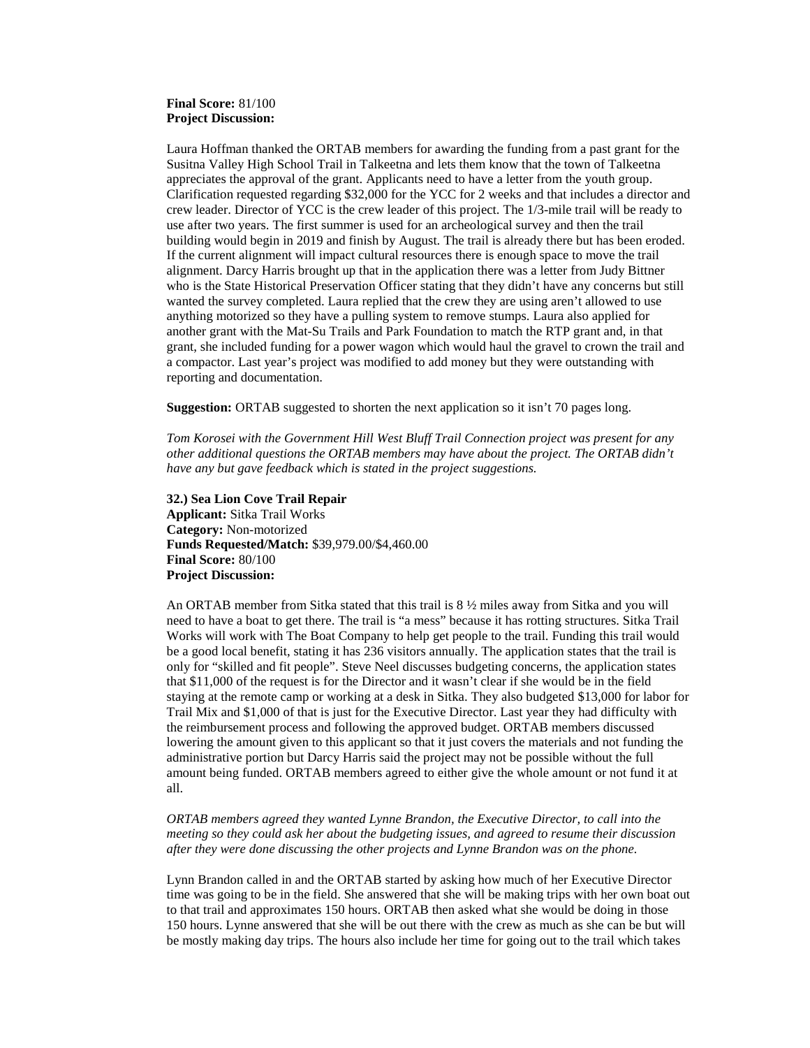**Final Score:** 81/100
**Project Discussion:**

Laura Hoffman thanked the ORTAB members for awarding the funding from a past grant for the Susitna Valley High School Trail in Talkeetna and lets them know that the town of Talkeetna appreciates the approval of the grant. Applicants need to have a letter from the youth group. Clarification requested regarding $32,000 for the YCC for 2 weeks and that includes a director and crew leader. Director of YCC is the crew leader of this project. The 1/3-mile trail will be ready to use after two years. The first summer is used for an archeological survey and then the trail building would begin in 2019 and finish by August. The trail is already there but has been eroded. If the current alignment will impact cultural resources there is enough space to move the trail alignment. Darcy Harris brought up that in the application there was a letter from Judy Bittner who is the State Historical Preservation Officer stating that they didn't have any concerns but still wanted the survey completed. Laura replied that the crew they are using aren't allowed to use anything motorized so they have a pulling system to remove stumps. Laura also applied for another grant with the Mat-Su Trails and Park Foundation to match the RTP grant and, in that grant, she included funding for a power wagon which would haul the gravel to crown the trail and a compactor. Last year's project was modified to add money but they were outstanding with reporting and documentation.

**Suggestion:** ORTAB suggested to shorten the next application so it isn't 70 pages long.

*Tom Korosei with the Government Hill West Bluff Trail Connection project was present for any other additional questions the ORTAB members may have about the project. The ORTAB didn't have any but gave feedback which is stated in the project suggestions.*

**32.) Sea Lion Cove Trail Repair**
**Applicant:** Sitka Trail Works
**Category:** Non-motorized
**Funds Requested/Match:** $39,979.00/$4,460.00
**Final Score:** 80/100
**Project Discussion:**

An ORTAB member from Sitka stated that this trail is 8 ½ miles away from Sitka and you will need to have a boat to get there. The trail is "a mess" because it has rotting structures. Sitka Trail Works will work with The Boat Company to help get people to the trail. Funding this trail would be a good local benefit, stating it has 236 visitors annually. The application states that the trail is only for "skilled and fit people". Steve Neel discusses budgeting concerns, the application states that $11,000 of the request is for the Director and it wasn't clear if she would be in the field staying at the remote camp or working at a desk in Sitka. They also budgeted $13,000 for labor for Trail Mix and $1,000 of that is just for the Executive Director. Last year they had difficulty with the reimbursement process and following the approved budget. ORTAB members discussed lowering the amount given to this applicant so that it just covers the materials and not funding the administrative portion but Darcy Harris said the project may not be possible without the full amount being funded. ORTAB members agreed to either give the whole amount or not fund it at all.

*ORTAB members agreed they wanted Lynne Brandon, the Executive Director, to call into the meeting so they could ask her about the budgeting issues, and agreed to resume their discussion after they were done discussing the other projects and Lynne Brandon was on the phone.*

Lynn Brandon called in and the ORTAB started by asking how much of her Executive Director time was going to be in the field. She answered that she will be making trips with her own boat out to that trail and approximates 150 hours. ORTAB then asked what she would be doing in those 150 hours. Lynne answered that she will be out there with the crew as much as she can be but will be mostly making day trips. The hours also include her time for going out to the trail which takes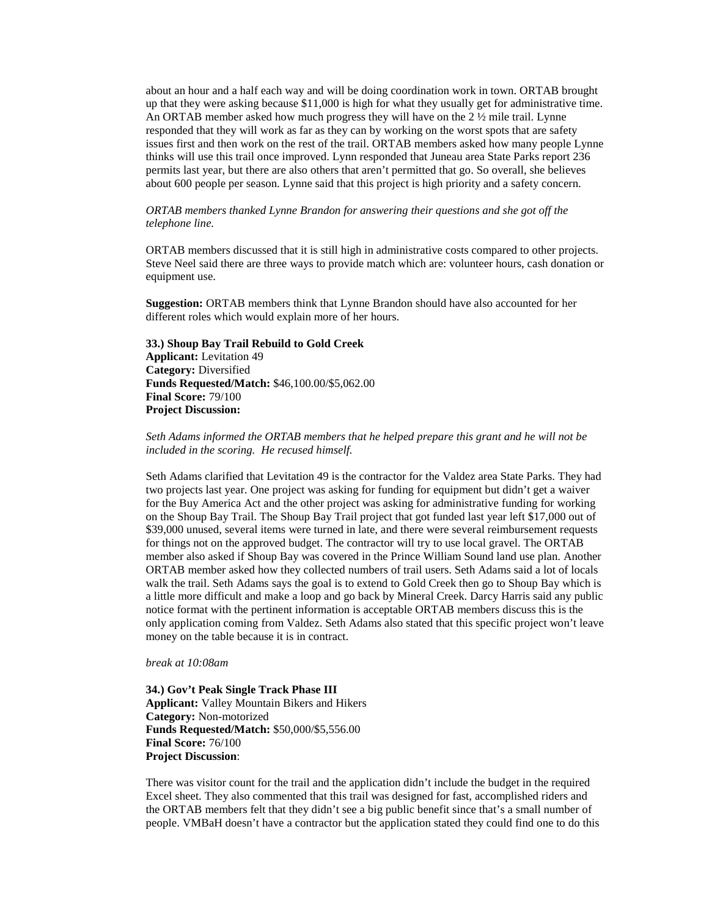about an hour and a half each way and will be doing coordination work in town. ORTAB brought up that they were asking because $11,000 is high for what they usually get for administrative time. An ORTAB member asked how much progress they will have on the 2 ½ mile trail. Lynne responded that they will work as far as they can by working on the worst spots that are safety issues first and then work on the rest of the trail. ORTAB members asked how many people Lynne thinks will use this trail once improved. Lynn responded that Juneau area State Parks report 236 permits last year, but there are also others that aren't permitted that go. So overall, she believes about 600 people per season. Lynne said that this project is high priority and a safety concern.

*ORTAB members thanked Lynne Brandon for answering their questions and she got off the telephone line.*

ORTAB members discussed that it is still high in administrative costs compared to other projects. Steve Neel said there are three ways to provide match which are: volunteer hours, cash donation or equipment use.

**Suggestion:** ORTAB members think that Lynne Brandon should have also accounted for her different roles which would explain more of her hours.

**33.) Shoup Bay Trail Rebuild to Gold Creek**
**Applicant:** Levitation 49
**Category:** Diversified
**Funds Requested/Match:** $46,100.00/$5,062.00
**Final Score:** 79/100
**Project Discussion:**

*Seth Adams informed the ORTAB members that he helped prepare this grant and he will not be included in the scoring. He recused himself.*

Seth Adams clarified that Levitation 49 is the contractor for the Valdez area State Parks. They had two projects last year. One project was asking for funding for equipment but didn't get a waiver for the Buy America Act and the other project was asking for administrative funding for working on the Shoup Bay Trail. The Shoup Bay Trail project that got funded last year left $17,000 out of $39,000 unused, several items were turned in late, and there were several reimbursement requests for things not on the approved budget. The contractor will try to use local gravel. The ORTAB member also asked if Shoup Bay was covered in the Prince William Sound land use plan. Another ORTAB member asked how they collected numbers of trail users. Seth Adams said a lot of locals walk the trail. Seth Adams says the goal is to extend to Gold Creek then go to Shoup Bay which is a little more difficult and make a loop and go back by Mineral Creek. Darcy Harris said any public notice format with the pertinent information is acceptable ORTAB members discuss this is the only application coming from Valdez. Seth Adams also stated that this specific project won't leave money on the table because it is in contract.

*break at 10:08am*

**34.) Gov't Peak Single Track Phase III**
**Applicant:** Valley Mountain Bikers and Hikers
**Category:** Non-motorized
**Funds Requested/Match:** $50,000/$5,556.00
**Final Score:** 76/100
**Project Discussion**:

There was visitor count for the trail and the application didn't include the budget in the required Excel sheet. They also commented that this trail was designed for fast, accomplished riders and the ORTAB members felt that they didn't see a big public benefit since that's a small number of people. VMBaH doesn't have a contractor but the application stated they could find one to do this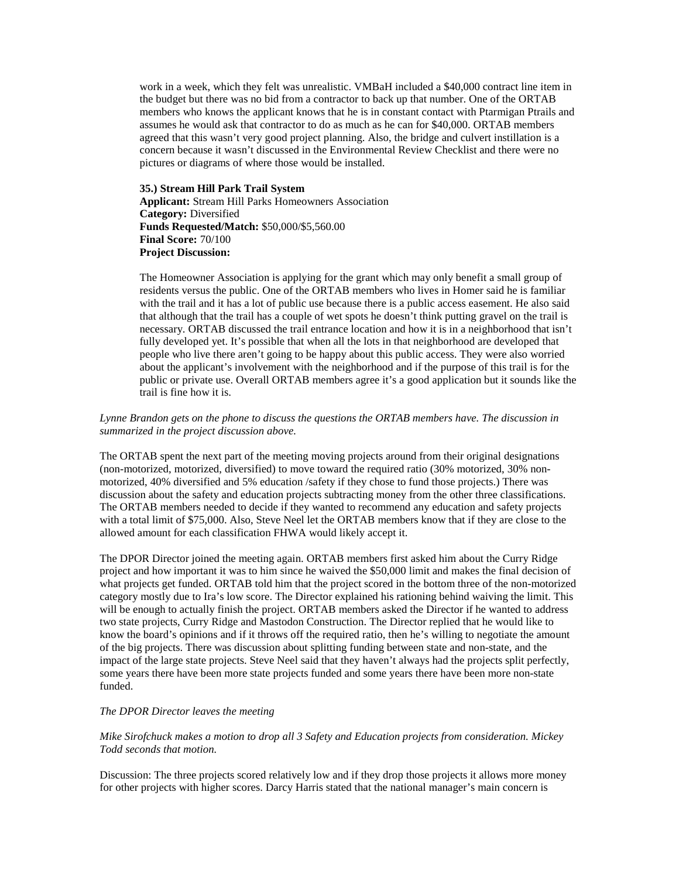work in a week, which they felt was unrealistic. VMBaH included a $40,000 contract line item in the budget but there was no bid from a contractor to back up that number. One of the ORTAB members who knows the applicant knows that he is in constant contact with Ptarmigan Ptrails and assumes he would ask that contractor to do as much as he can for $40,000. ORTAB members agreed that this wasn't very good project planning. Also, the bridge and culvert instillation is a concern because it wasn't discussed in the Environmental Review Checklist and there were no pictures or diagrams of where those would be installed.

**35.) Stream Hill Park Trail System**
**Applicant:** Stream Hill Parks Homeowners Association
**Category:** Diversified
**Funds Requested/Match:** $50,000/$5,560.00
**Final Score:** 70/100
**Project Discussion:**

The Homeowner Association is applying for the grant which may only benefit a small group of residents versus the public. One of the ORTAB members who lives in Homer said he is familiar with the trail and it has a lot of public use because there is a public access easement. He also said that although that the trail has a couple of wet spots he doesn't think putting gravel on the trail is necessary. ORTAB discussed the trail entrance location and how it is in a neighborhood that isn't fully developed yet. It's possible that when all the lots in that neighborhood are developed that people who live there aren't going to be happy about this public access. They were also worried about the applicant's involvement with the neighborhood and if the purpose of this trail is for the public or private use. Overall ORTAB members agree it's a good application but it sounds like the trail is fine how it is.

*Lynne Brandon gets on the phone to discuss the questions the ORTAB members have. The discussion in summarized in the project discussion above.*

The ORTAB spent the next part of the meeting moving projects around from their original designations (non-motorized, motorized, diversified) to move toward the required ratio (30% motorized, 30% non-motorized, 40% diversified and 5% education /safety if they chose to fund those projects.) There was discussion about the safety and education projects subtracting money from the other three classifications. The ORTAB members needed to decide if they wanted to recommend any education and safety projects with a total limit of $75,000. Also, Steve Neel let the ORTAB members know that if they are close to the allowed amount for each classification FHWA would likely accept it.

The DPOR Director joined the meeting again. ORTAB members first asked him about the Curry Ridge project and how important it was to him since he waived the $50,000 limit and makes the final decision of what projects get funded. ORTAB told him that the project scored in the bottom three of the non-motorized category mostly due to Ira's low score. The Director explained his rationing behind waiving the limit. This will be enough to actually finish the project. ORTAB members asked the Director if he wanted to address two state projects, Curry Ridge and Mastodon Construction. The Director replied that he would like to know the board's opinions and if it throws off the required ratio, then he's willing to negotiate the amount of the big projects. There was discussion about splitting funding between state and non-state, and the impact of the large state projects. Steve Neel said that they haven't always had the projects split perfectly, some years there have been more state projects funded and some years there have been more non-state funded.

*The DPOR Director leaves the meeting*

*Mike Sirofchuck makes a motion to drop all 3 Safety and Education projects from consideration. Mickey Todd seconds that motion.*

Discussion: The three projects scored relatively low and if they drop those projects it allows more money for other projects with higher scores. Darcy Harris stated that the national manager's main concern is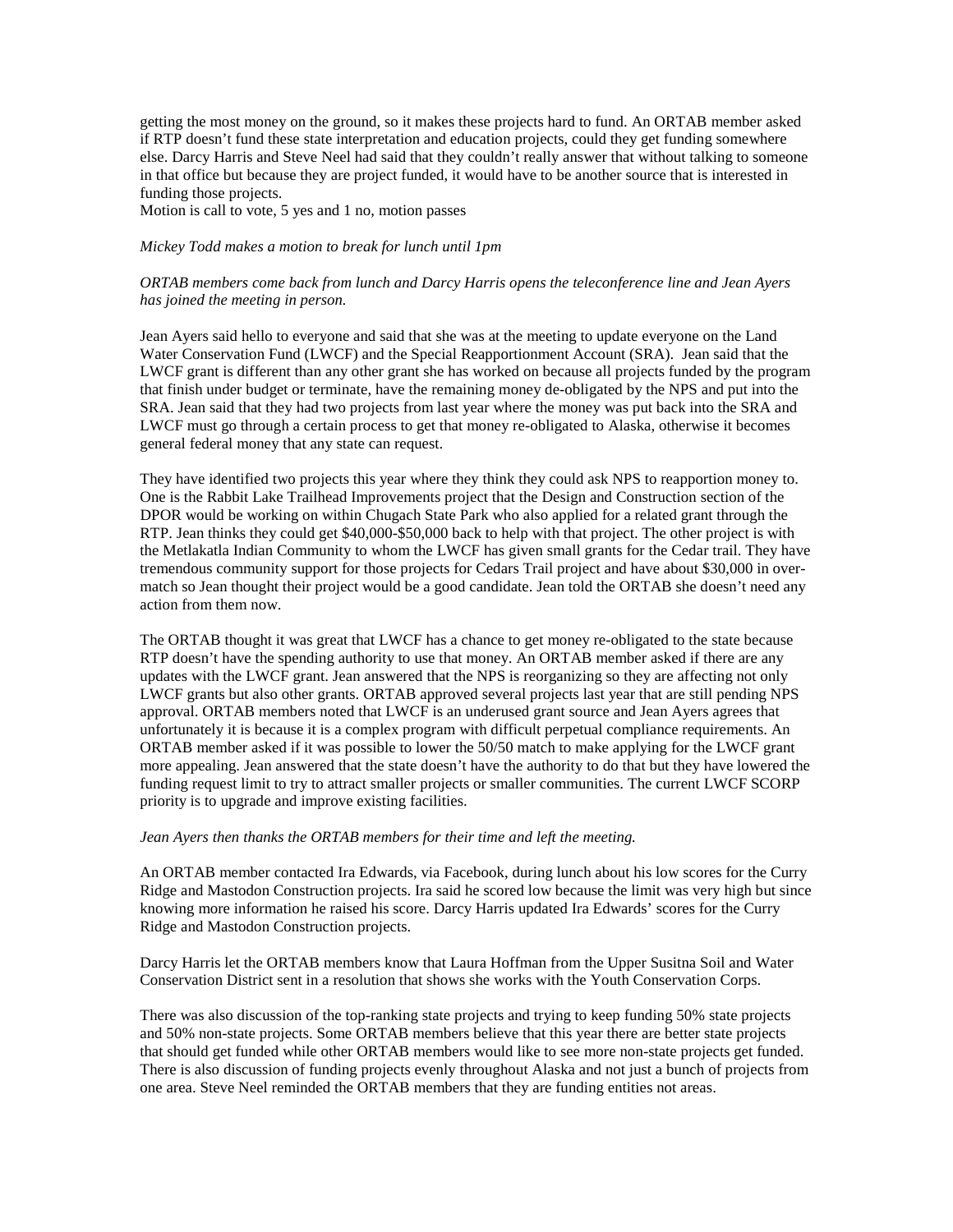getting the most money on the ground, so it makes these projects hard to fund. An ORTAB member asked if RTP doesn't fund these state interpretation and education projects, could they get funding somewhere else. Darcy Harris and Steve Neel had said that they couldn't really answer that without talking to someone in that office but because they are project funded, it would have to be another source that is interested in funding those projects.
Motion is call to vote, 5 yes and 1 no, motion passes

*Mickey Todd makes a motion to break for lunch until 1pm*

*ORTAB members come back from lunch and Darcy Harris opens the teleconference line and Jean Ayers has joined the meeting in person.*

Jean Ayers said hello to everyone and said that she was at the meeting to update everyone on the Land Water Conservation Fund (LWCF) and the Special Reapportionment Account (SRA). Jean said that the LWCF grant is different than any other grant she has worked on because all projects funded by the program that finish under budget or terminate, have the remaining money de-obligated by the NPS and put into the SRA. Jean said that they had two projects from last year where the money was put back into the SRA and LWCF must go through a certain process to get that money re-obligated to Alaska, otherwise it becomes general federal money that any state can request.

They have identified two projects this year where they think they could ask NPS to reapportion money to. One is the Rabbit Lake Trailhead Improvements project that the Design and Construction section of the DPOR would be working on within Chugach State Park who also applied for a related grant through the RTP. Jean thinks they could get $40,000-$50,000 back to help with that project. The other project is with the Metlakatla Indian Community to whom the LWCF has given small grants for the Cedar trail. They have tremendous community support for those projects for Cedars Trail project and have about $30,000 in over-match so Jean thought their project would be a good candidate. Jean told the ORTAB she doesn't need any action from them now.

The ORTAB thought it was great that LWCF has a chance to get money re-obligated to the state because RTP doesn't have the spending authority to use that money. An ORTAB member asked if there are any updates with the LWCF grant. Jean answered that the NPS is reorganizing so they are affecting not only LWCF grants but also other grants. ORTAB approved several projects last year that are still pending NPS approval. ORTAB members noted that LWCF is an underused grant source and Jean Ayers agrees that unfortunately it is because it is a complex program with difficult perpetual compliance requirements. An ORTAB member asked if it was possible to lower the 50/50 match to make applying for the LWCF grant more appealing. Jean answered that the state doesn't have the authority to do that but they have lowered the funding request limit to try to attract smaller projects or smaller communities. The current LWCF SCORP priority is to upgrade and improve existing facilities.

*Jean Ayers then thanks the ORTAB members for their time and left the meeting.*

An ORTAB member contacted Ira Edwards, via Facebook, during lunch about his low scores for the Curry Ridge and Mastodon Construction projects. Ira said he scored low because the limit was very high but since knowing more information he raised his score. Darcy Harris updated Ira Edwards' scores for the Curry Ridge and Mastodon Construction projects.

Darcy Harris let the ORTAB members know that Laura Hoffman from the Upper Susitna Soil and Water Conservation District sent in a resolution that shows she works with the Youth Conservation Corps.

There was also discussion of the top-ranking state projects and trying to keep funding 50% state projects and 50% non-state projects. Some ORTAB members believe that this year there are better state projects that should get funded while other ORTAB members would like to see more non-state projects get funded. There is also discussion of funding projects evenly throughout Alaska and not just a bunch of projects from one area. Steve Neel reminded the ORTAB members that they are funding entities not areas.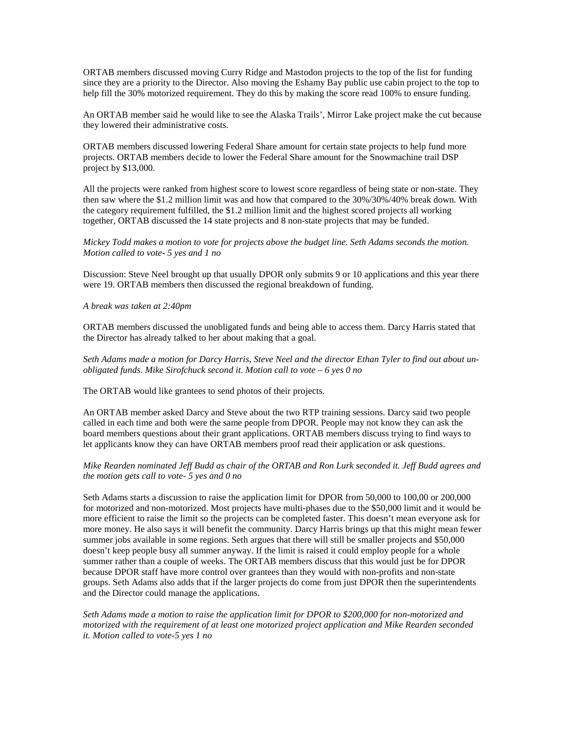ORTAB members discussed moving Curry Ridge and Mastodon projects to the top of the list for funding since they are a priority to the Director. Also moving the Eshamy Bay public use cabin project to the top to help fill the 30% motorized requirement. They do this by making the score read 100% to ensure funding.

An ORTAB member said he would like to see the Alaska Trails', Mirror Lake project make the cut because they lowered their administrative costs.

ORTAB members discussed lowering Federal Share amount for certain state projects to help fund more projects. ORTAB members decide to lower the Federal Share amount for the Snowmachine trail DSP project by $13,000.

All the projects were ranked from highest score to lowest score regardless of being state or non-state. They then saw where the $1.2 million limit was and how that compared to the 30%/30%/40% break down. With the category requirement fulfilled, the $1.2 million limit and the highest scored projects all working together, ORTAB discussed the 14 state projects and 8 non-state projects that may be funded.

*Mickey Todd makes a motion to vote for projects above the budget line. Seth Adams seconds the motion. Motion called to vote- 5 yes and 1 no*

Discussion: Steve Neel brought up that usually DPOR only submits 9 or 10 applications and this year there were 19. ORTAB members then discussed the regional breakdown of funding.

*A break was taken at 2:40pm*

ORTAB members discussed the unobligated funds and being able to access them. Darcy Harris stated that the Director has already talked to her about making that a goal.

*Seth Adams made a motion for Darcy Harris, Steve Neel and the director Ethan Tyler to find out about un-obligated funds. Mike Sirofchuck second it. Motion call to vote – 6 yes 0 no*

The ORTAB would like grantees to send photos of their projects.

An ORTAB member asked Darcy and Steve about the two RTP training sessions. Darcy said two people called in each time and both were the same people from DPOR. People may not know they can ask the board members questions about their grant applications. ORTAB members discuss trying to find ways to let applicants know they can have ORTAB members proof read their application or ask questions.

*Mike Rearden nominated Jeff Budd as chair of the ORTAB and Ron Lurk seconded it. Jeff Budd agrees and the motion gets call to vote- 5 yes and 0 no*

Seth Adams starts a discussion to raise the application limit for DPOR from 50,000 to 100,00 or 200,000 for motorized and non-motorized. Most projects have multi-phases due to the $50,000 limit and it would be more efficient to raise the limit so the projects can be completed faster. This doesn't mean everyone ask for more money. He also says it will benefit the community. Darcy Harris brings up that this might mean fewer summer jobs available in some regions. Seth argues that there will still be smaller projects and $50,000 doesn't keep people busy all summer anyway. If the limit is raised it could employ people for a whole summer rather than a couple of weeks. The ORTAB members discuss that this would just be for DPOR because DPOR staff have more control over grantees than they would with non-profits and non-state groups. Seth Adams also adds that if the larger projects do come from just DPOR then the superintendents and the Director could manage the applications.

*Seth Adams made a motion to raise the application limit for DPOR to $200,000 for non-motorized and motorized with the requirement of at least one motorized project application and Mike Rearden seconded it. Motion called to vote-5 yes 1 no*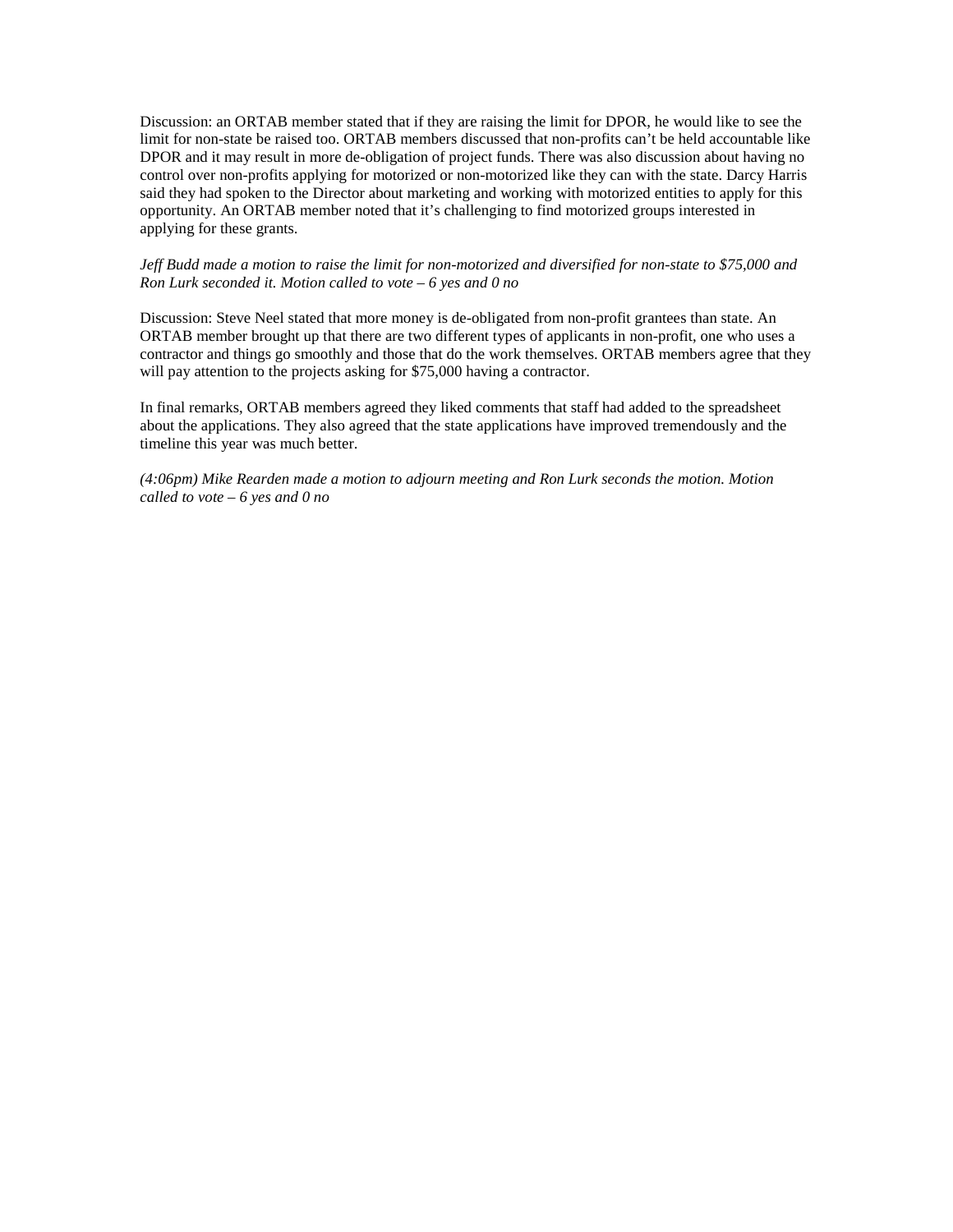Discussion: an ORTAB member stated that if they are raising the limit for DPOR, he would like to see the limit for non-state be raised too. ORTAB members discussed that non-profits can't be held accountable like DPOR and it may result in more de-obligation of project funds. There was also discussion about having no control over non-profits applying for motorized or non-motorized like they can with the state. Darcy Harris said they had spoken to the Director about marketing and working with motorized entities to apply for this opportunity. An ORTAB member noted that it's challenging to find motorized groups interested in applying for these grants.

*Jeff Budd made a motion to raise the limit for non-motorized and diversified for non-state to $75,000 and Ron Lurk seconded it. Motion called to vote – 6 yes and 0 no*

Discussion: Steve Neel stated that more money is de-obligated from non-profit grantees than state. An ORTAB member brought up that there are two different types of applicants in non-profit, one who uses a contractor and things go smoothly and those that do the work themselves. ORTAB members agree that they will pay attention to the projects asking for $75,000 having a contractor.

In final remarks, ORTAB members agreed they liked comments that staff had added to the spreadsheet about the applications. They also agreed that the state applications have improved tremendously and the timeline this year was much better.

*(4:06pm) Mike Rearden made a motion to adjourn meeting and Ron Lurk seconds the motion. Motion called to vote – 6 yes and 0 no*